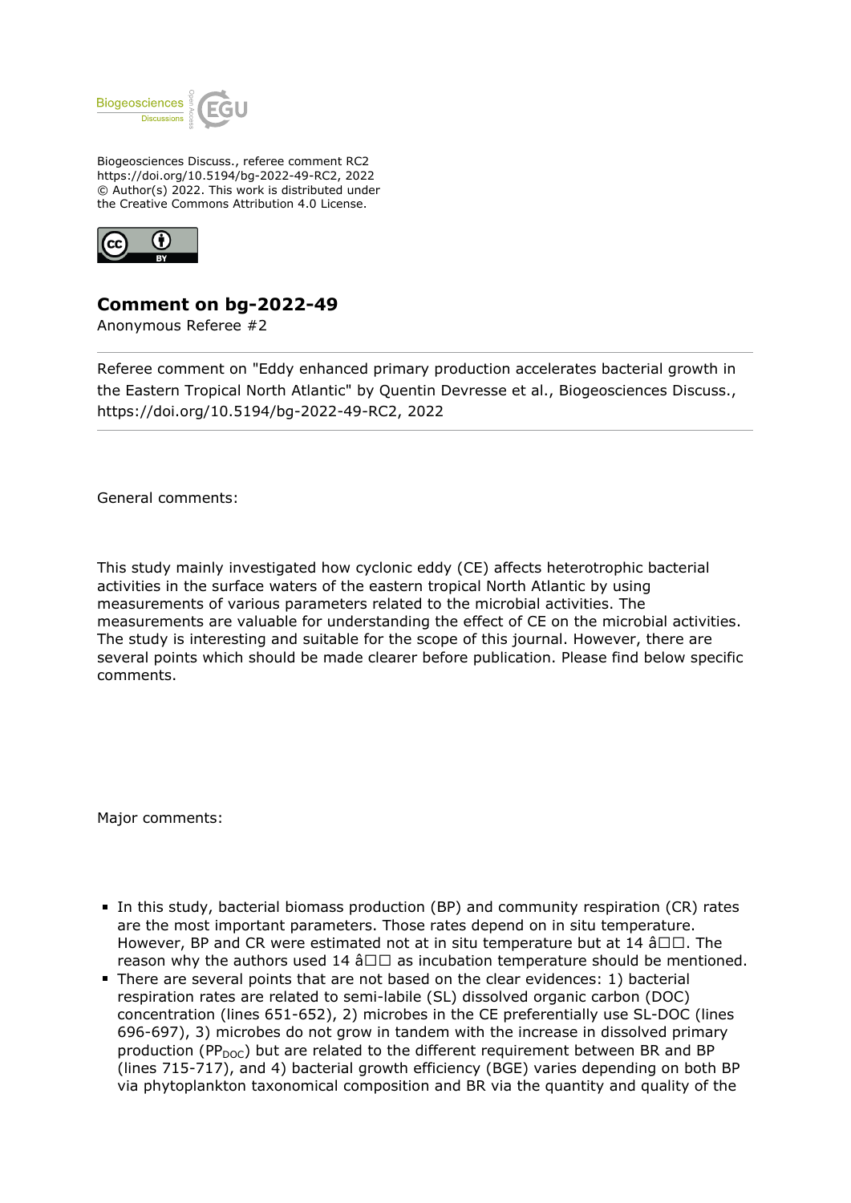Biogeosciences Discuss., referee comment RC2
https://doi.org/10.5194/bg-2022-49-RC2, 2022
© Author(s) 2022. This work is distributed under
the Creative Commons Attribution 4.0 License.

# Comment on bg-2022-49

Anonymous Referee #2

Referee comment on "Eddy enhanced primary production accelerates bacterial growth in the Eastern Tropical North Atlantic" by Quentin Devresse et al., Biogeosciences Discuss., https://doi.org/10.5194/bg-2022-49-RC2, 2022

General comments:

This study mainly investigated how cyclonic eddy (CE) affects heterotrophic bacterial activities in the surface waters of the eastern tropical North Atlantic by using measurements of various parameters related to the microbial activities. The measurements are valuable for understanding the effect of CE on the microbial activities. The study is interesting and suitable for the scope of this journal. However, there are several points which should be made clearer before publication. Please find below specific comments.

Major comments:

- In this study, bacterial biomass production (BP) and community respiration (CR) rates are the most important parameters. Those rates depend on in situ temperature. However, BP and CR were estimated not at in situ temperature but at 14 â□□. The reason why the authors used 14 â□□ as incubation temperature should be mentioned.
- There are several points that are not based on the clear evidences: 1) bacterial respiration rates are related to semi-labile (SL) dissolved organic carbon (DOC) concentration (lines 651-652), 2) microbes in the CE preferentially use SL-DOC (lines 696-697), 3) microbes do not grow in tandem with the increase in dissolved primary production ($PP_{DOC}$) but are related to the different requirement between BR and BP (lines 715-717), and 4) bacterial growth efficiency (BGE) varies depending on both BP via phytoplankton taxonomical composition and BR via the quantity and quality of the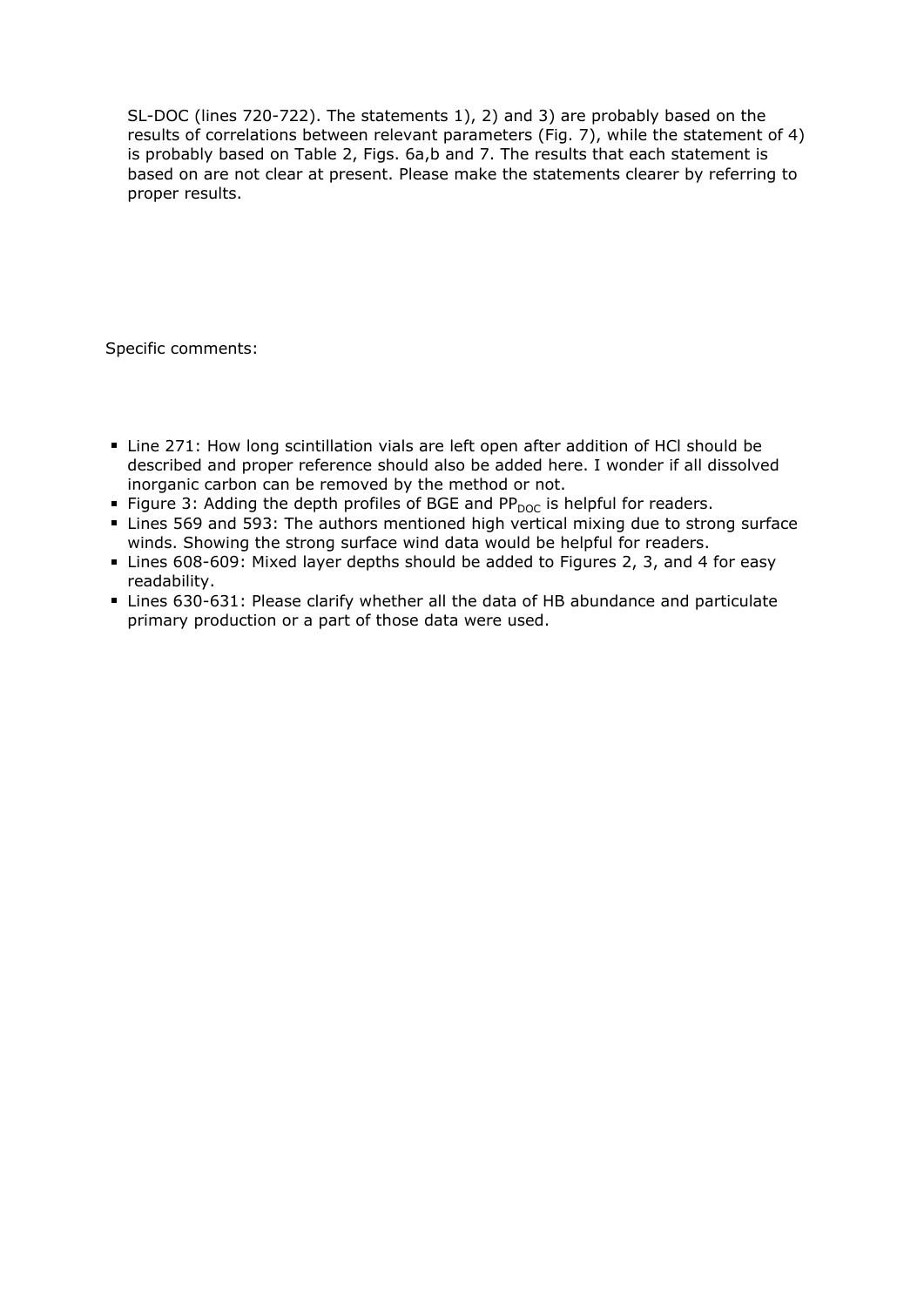SL-DOC (lines 720-722). The statements 1), 2) and 3) are probably based on the results of correlations between relevant parameters (Fig. 7), while the statement of 4) is probably based on Table 2, Figs. 6a,b and 7. The results that each statement is based on are not clear at present. Please make the statements clearer by referring to proper results.

Specific comments:

- Line 271: How long scintillation vials are left open after addition of HCl should be described and proper reference should also be added here. I wonder if all dissolved inorganic carbon can be removed by the method or not.
- Figure 3: Adding the depth profiles of BGE and $PP_{DOC}$ is helpful for readers.
- Lines 569 and 593: The authors mentioned high vertical mixing due to strong surface winds. Showing the strong surface wind data would be helpful for readers.
- Lines 608-609: Mixed layer depths should be added to Figures 2, 3, and 4 for easy readability.
- Lines 630-631: Please clarify whether all the data of HB abundance and particulate primary production or a part of those data were used.